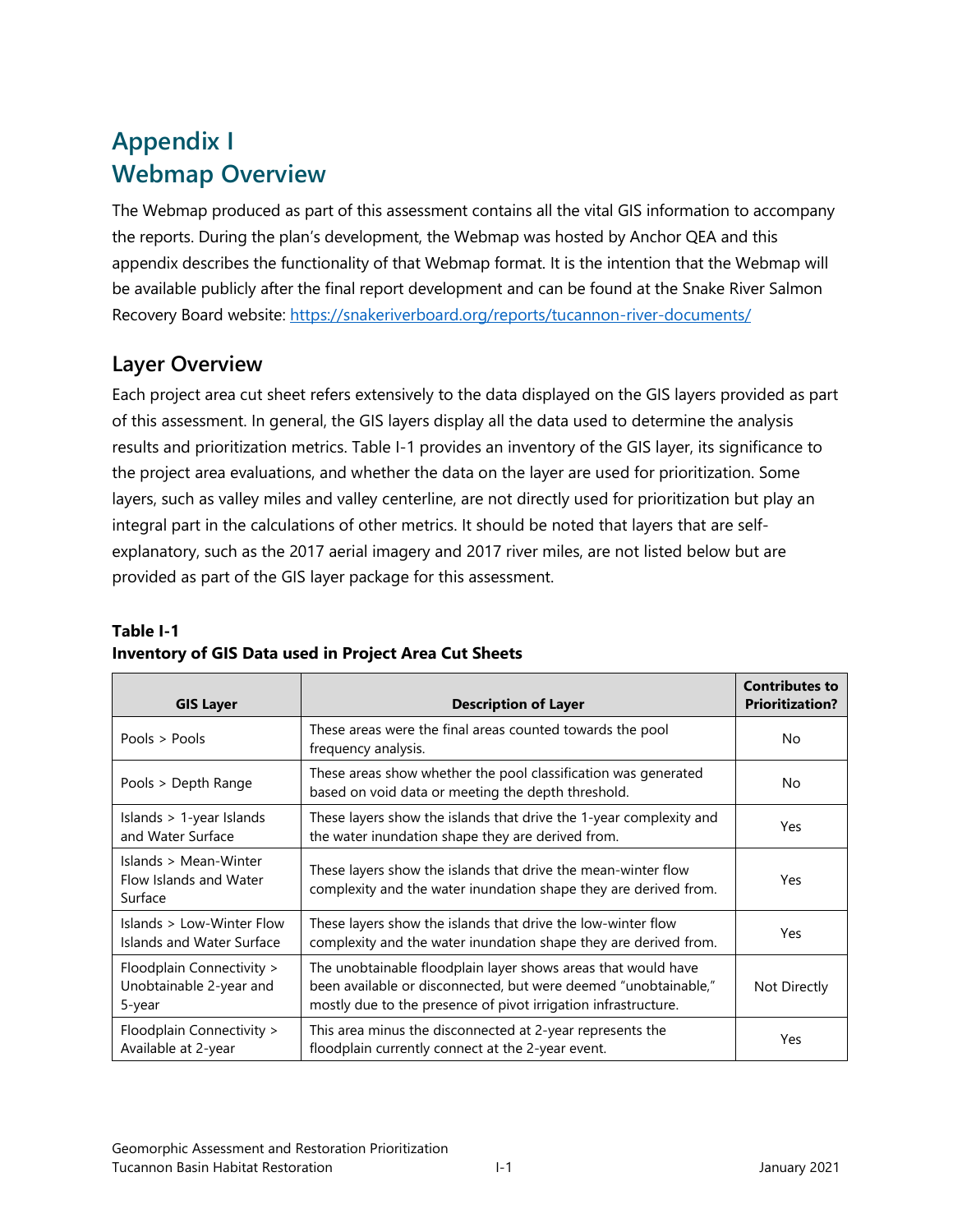# Appendix I
# Webmap Overview

The Webmap produced as part of this assessment contains all the vital GIS information to accompany the reports. During the plan's development, the Webmap was hosted by Anchor QEA and this appendix describes the functionality of that Webmap format. It is the intention that the Webmap will be available publicly after the final report development and can be found at the Snake River Salmon Recovery Board website: https://snakeriverboard.org/reports/tucannon-river-documents/

## Layer Overview

Each project area cut sheet refers extensively to the data displayed on the GIS layers provided as part of this assessment. In general, the GIS layers display all the data used to determine the analysis results and prioritization metrics. Table I-1 provides an inventory of the GIS layer, its significance to the project area evaluations, and whether the data on the layer are used for prioritization. Some layers, such as valley miles and valley centerline, are not directly used for prioritization but play an integral part in the calculations of other metrics. It should be noted that layers that are self-explanatory, such as the 2017 aerial imagery and 2017 river miles, are not listed below but are provided as part of the GIS layer package for this assessment.

**Table I-1**
**Inventory of GIS Data used in Project Area Cut Sheets**

| GIS Layer | Description of Layer | Contributes to Prioritization? |
|---|---|---|
| Pools > Pools | These areas were the final areas counted towards the pool frequency analysis. | No |
| Pools > Depth Range | These areas show whether the pool classification was generated based on void data or meeting the depth threshold. | No |
| Islands > 1-year Islands and Water Surface | These layers show the islands that drive the 1-year complexity and the water inundation shape they are derived from. | Yes |
| Islands > Mean-Winter Flow Islands and Water Surface | These layers show the islands that drive the mean-winter flow complexity and the water inundation shape they are derived from. | Yes |
| Islands > Low-Winter Flow Islands and Water Surface | These layers show the islands that drive the low-winter flow complexity and the water inundation shape they are derived from. | Yes |
| Floodplain Connectivity > Unobtainable 2-year and 5-year | The unobtainable floodplain layer shows areas that would have been available or disconnected, but were deemed "unobtainable," mostly due to the presence of pivot irrigation infrastructure. | Not Directly |
| Floodplain Connectivity > Available at 2-year | This area minus the disconnected at 2-year represents the floodplain currently connect at the 2-year event. | Yes |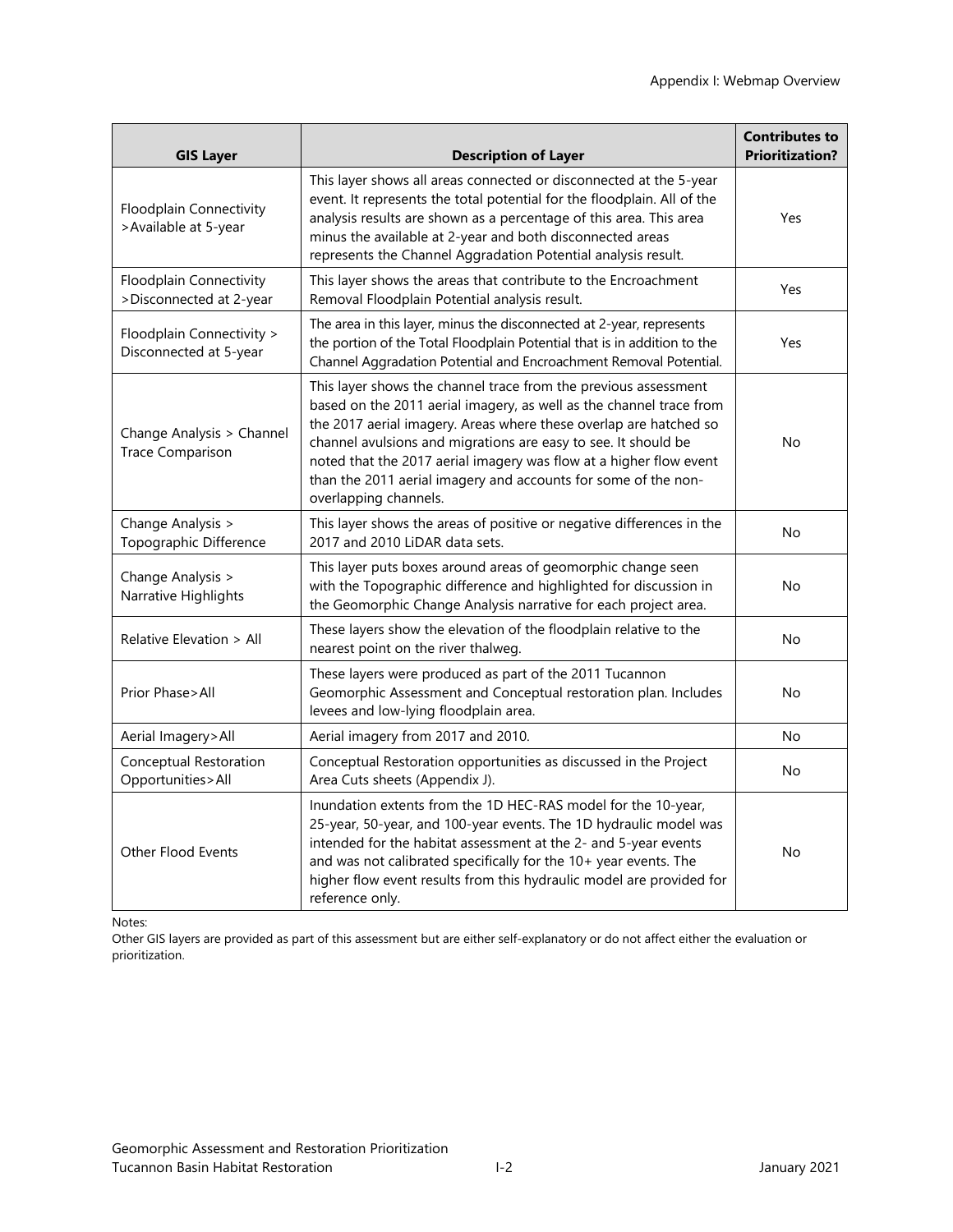| GIS Layer | Description of Layer | Contributes to Prioritization? |
| --- | --- | --- |
| Floodplain Connectivity >Available at 5-year | This layer shows all areas connected or disconnected at the 5-year event. It represents the total potential for the floodplain. All of the analysis results are shown as a percentage of this area. This area minus the available at 2-year and both disconnected areas represents the Channel Aggradation Potential analysis result. | Yes |
| Floodplain Connectivity >Disconnected at 2-year | This layer shows the areas that contribute to the Encroachment Removal Floodplain Potential analysis result. | Yes |
| Floodplain Connectivity > Disconnected at 5-year | The area in this layer, minus the disconnected at 2-year, represents the portion of the Total Floodplain Potential that is in addition to the Channel Aggradation Potential and Encroachment Removal Potential. | Yes |
| Change Analysis > Channel Trace Comparison | This layer shows the channel trace from the previous assessment based on the 2011 aerial imagery, as well as the channel trace from the 2017 aerial imagery. Areas where these overlap are hatched so channel avulsions and migrations are easy to see. It should be noted that the 2017 aerial imagery was flow at a higher flow event than the 2011 aerial imagery and accounts for some of the non-overlapping channels. | No |
| Change Analysis > Topographic Difference | This layer shows the areas of positive or negative differences in the 2017 and 2010 LiDAR data sets. | No |
| Change Analysis > Narrative Highlights | This layer puts boxes around areas of geomorphic change seen with the Topographic difference and highlighted for discussion in the Geomorphic Change Analysis narrative for each project area. | No |
| Relative Elevation > All | These layers show the elevation of the floodplain relative to the nearest point on the river thalweg. | No |
| Prior Phase>All | These layers were produced as part of the 2011 Tucannon Geomorphic Assessment and Conceptual restoration plan. Includes levees and low-lying floodplain area. | No |
| Aerial Imagery>All | Aerial imagery from 2017 and 2010. | No |
| Conceptual Restoration Opportunities>All | Conceptual Restoration opportunities as discussed in the Project Area Cuts sheets (Appendix J). | No |
| Other Flood Events | Inundation extents from the 1D HEC-RAS model for the 10-year, 25-year, 50-year, and 100-year events. The 1D hydraulic model was intended for the habitat assessment at the 2- and 5-year events and was not calibrated specifically for the 10+ year events. The higher flow event results from this hydraulic model are provided for reference only. | No |

Notes:

Other GIS layers are provided as part of this assessment but are either self-explanatory or do not affect either the evaluation or prioritization.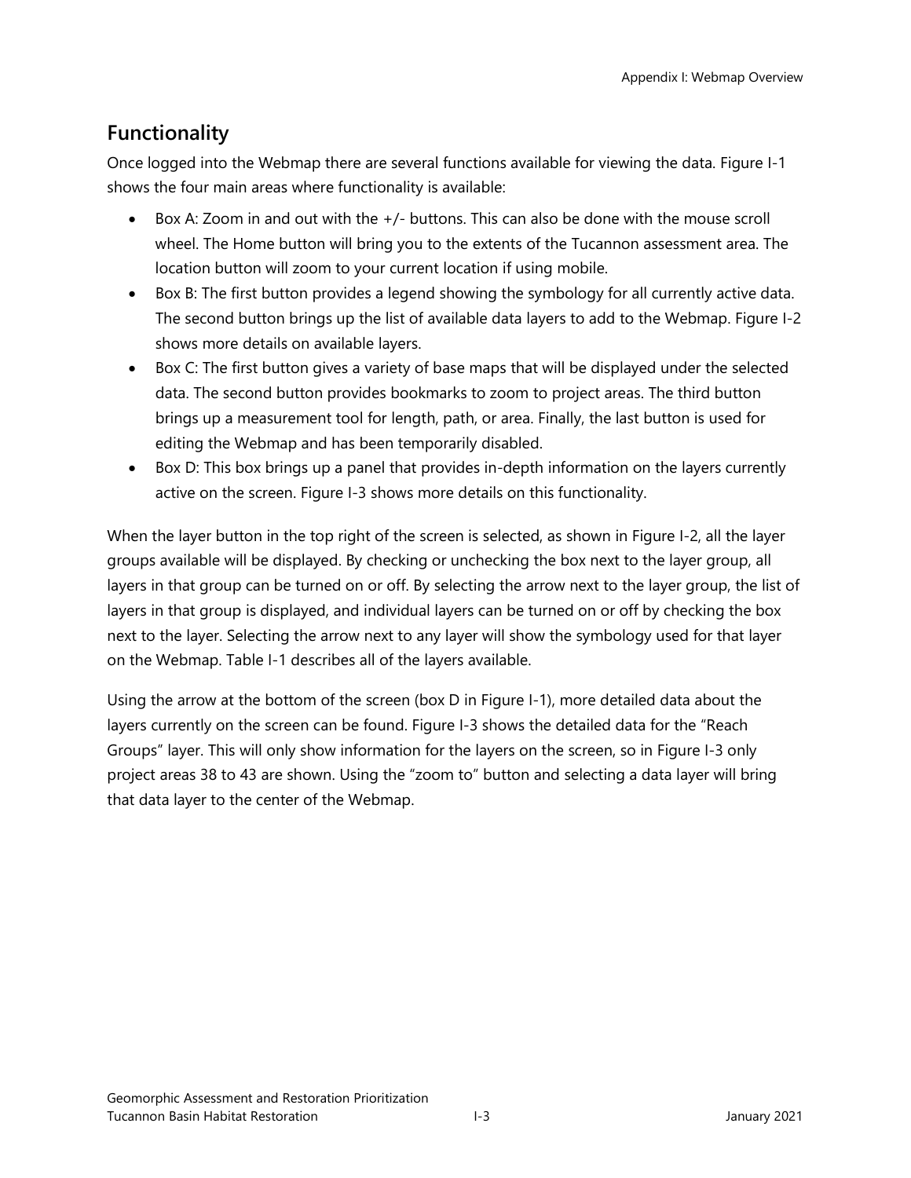## Functionality

Once logged into the Webmap there are several functions available for viewing the data. Figure I-1 shows the four main areas where functionality is available:

- Box A: Zoom in and out with the +/- buttons. This can also be done with the mouse scroll wheel. The Home button will bring you to the extents of the Tucannon assessment area. The location button will zoom to your current location if using mobile.
- Box B: The first button provides a legend showing the symbology for all currently active data. The second button brings up the list of available data layers to add to the Webmap. Figure I-2 shows more details on available layers.
- Box C: The first button gives a variety of base maps that will be displayed under the selected data. The second button provides bookmarks to zoom to project areas. The third button brings up a measurement tool for length, path, or area. Finally, the last button is used for editing the Webmap and has been temporarily disabled.
- Box D: This box brings up a panel that provides in-depth information on the layers currently active on the screen. Figure I-3 shows more details on this functionality.

When the layer button in the top right of the screen is selected, as shown in Figure I-2, all the layer groups available will be displayed. By checking or unchecking the box next to the layer group, all layers in that group can be turned on or off. By selecting the arrow next to the layer group, the list of layers in that group is displayed, and individual layers can be turned on or off by checking the box next to the layer. Selecting the arrow next to any layer will show the symbology used for that layer on the Webmap. Table I-1 describes all of the layers available.

Using the arrow at the bottom of the screen (box D in Figure I-1), more detailed data about the layers currently on the screen can be found. Figure I-3 shows the detailed data for the "Reach Groups" layer. This will only show information for the layers on the screen, so in Figure I-3 only project areas 38 to 43 are shown. Using the "zoom to" button and selecting a data layer will bring that data layer to the center of the Webmap.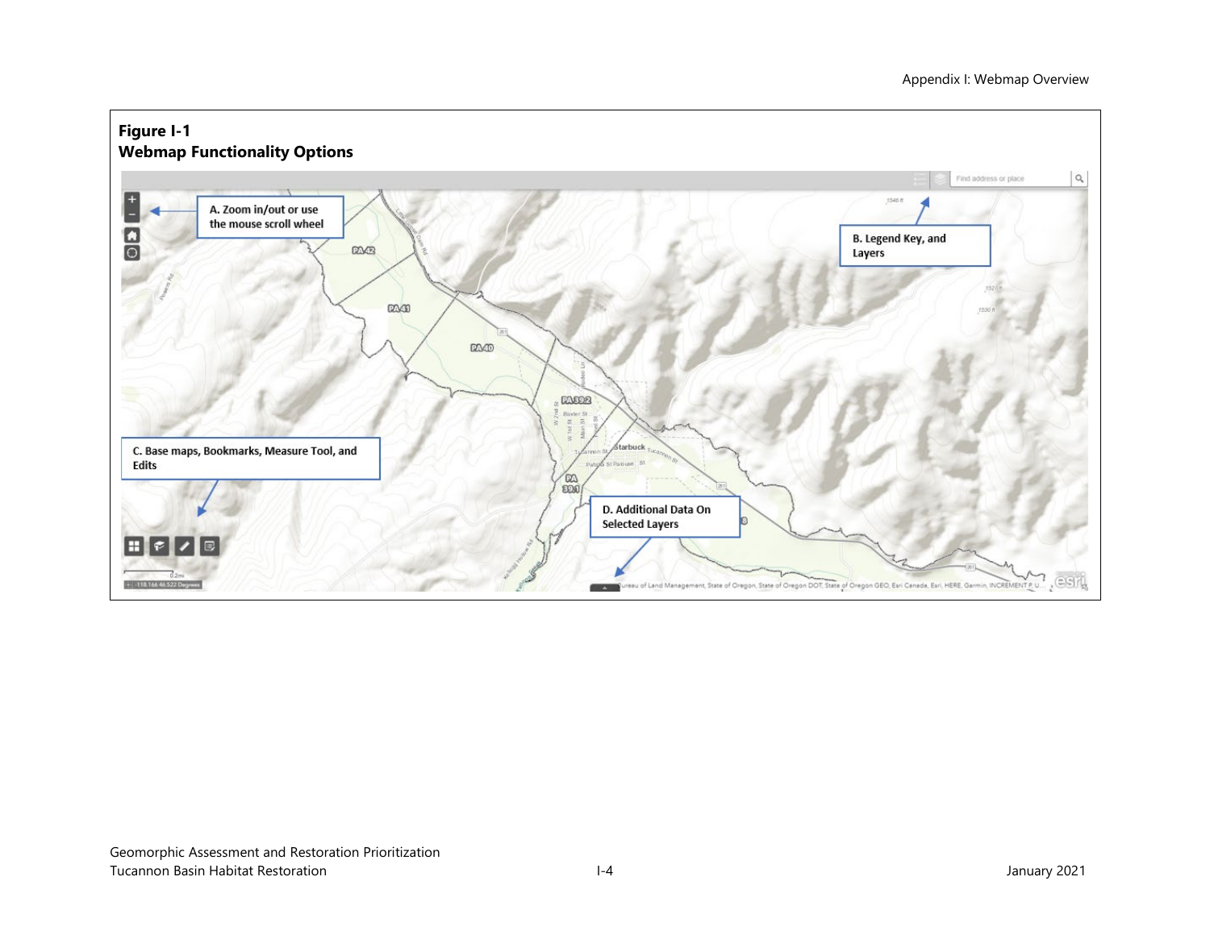**Figure I-1**
**Webmap Functionality Options**

A. Zoom in/out or use the mouse scroll wheel

B. Legend Key, and Layers

C. Base maps, Bookmarks, Measure Tool, and Edits

D. Additional Data On Selected Layers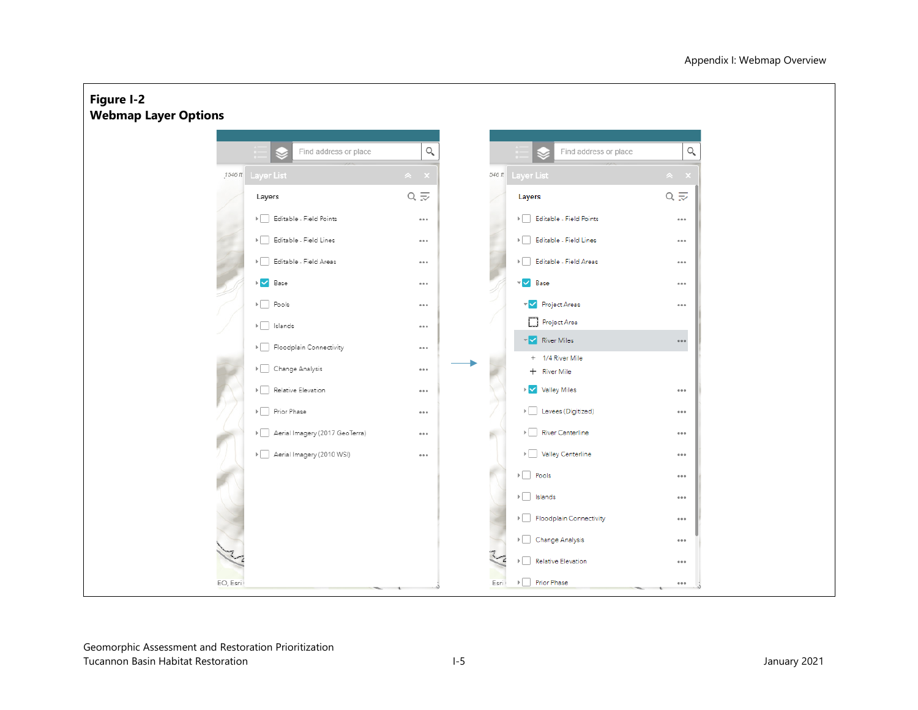**Figure I-2**
**Webmap Layer Options**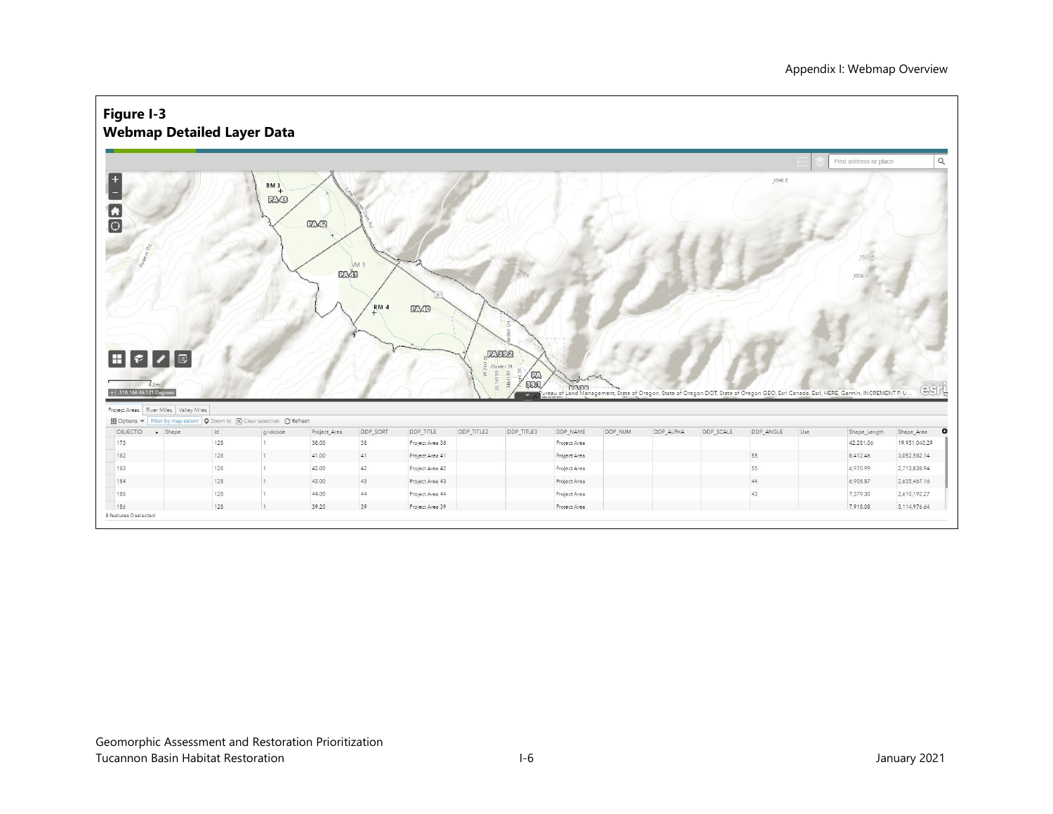**Figure I-3**
**Webmap Detailed Layer Data**

Find address or place

RM 3
PA 43
PA 42
VM 3
PA 41
RM 4
PA 40
PA 39.2
PA 39.1
PA 38

0.2mi
-118.166 46.521 Degrees

Bureau of Land Management, State of Oregon, State of Oregon DOT, State of Oregon GEO, Esri Canada, Esri, HERE, Garmin, INCREMENT P, U...

Project Areas | River Miles | Valley Miles

Options ▾ | Filter by map extent | Zoom to | Clear selection | Refresh

| OBJECTID | Shape | id | gridcode | Project_Area | DDP_SORT | DDP_TITLE | DDP_TITLE2 | DDP_TITLE3 | DDP_NAME | DDP_NUM | DDP_ALPHA | DDP_SCALE | DDP_ANGLE | Use | Shape_Length | Shape_Area |
|---|---|---|---|---|---|---|---|---|---|---|---|---|---|---|---|---|
| 173 | | 128 | 1 | 38.00 | 38 | Project Area 38 | | | Project Area | | | | | | 42,281.06 | 19,951,040.29 |
| 182 | | 128 | 1 | 41.00 | 41 | Project Area 41 | | | Project Area | | | | 55 | | 8,412.46 | 3,052,582.14 |
| 183 | | 128 | 1 | 42.00 | 42 | Project Area 42 | | | Project Area | | | | 55 | | 6,970.99 | 2,713,838.94 |
| 184 | | 128 | 1 | 43.00 | 43 | Project Area 43 | | | Project Area | | | | 44 | | 6,908.87 | 2,635,467.16 |
| 185 | | 128 | 1 | 44.00 | 44 | Project Area 44 | | | Project Area | | | | 43 | | 7,379.30 | 2,610,192.27 |
| 186 | | 128 | 1 | 39.20 | 39 | Project Area 39 | | | Project Area | | | | | | 7,918.08 | 3,114,976.64 |

8 features 0 selected